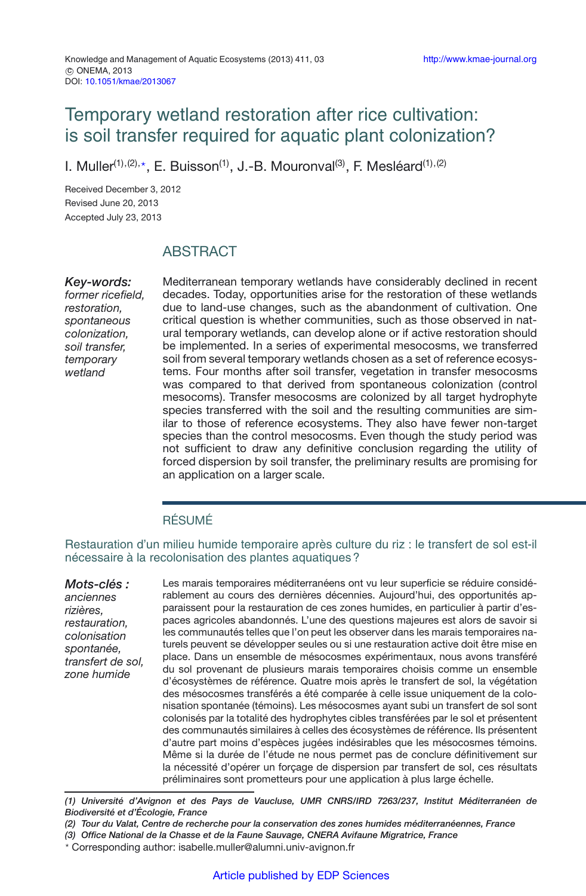Knowledge and Management of Aquatic Ecosystems (2013) 411, 03
© ONEMA, 2013
DOI: 10.1051/kmae/2013067

# Temporary wetland restoration after rice cultivation: is soil transfer required for aquatic plant colonization?

I. Muller[(1),(2),*], E. Buisson[(1)], J.-B. Mouronval[(3)], F. Mesléard[(1),(2)]

Received December 3, 2012
Revised June 20, 2013
Accepted July 23, 2013

## ABSTRACT

***Key-words:*** *former ricefield, restoration, spontaneous colonization, soil transfer, temporary wetland*

Mediterranean temporary wetlands have considerably declined in recent decades. Today, opportunities arise for the restoration of these wetlands due to land-use changes, such as the abandonment of cultivation. One critical question is whether communities, such as those observed in natural temporary wetlands, can develop alone or if active restoration should be implemented. In a series of experimental mesocosms, we transferred soil from several temporary wetlands chosen as a set of reference ecosystems. Four months after soil transfer, vegetation in transfer mesocosms was compared to that derived from spontaneous colonization (control mesocoms). Transfer mesocosms are colonized by all target hydrophyte species transferred with the soil and the resulting communities are similar to those of reference ecosystems. They also have fewer non-target species than the control mesocosms. Even though the study period was not sufficient to draw any definitive conclusion regarding the utility of forced dispersion by soil transfer, the preliminary results are promising for an application on a larger scale.

## RÉSUMÉ

### Restauration d'un milieu humide temporaire après culture du riz : le transfert de sol est-il nécessaire à la recolonisation des plantes aquatiques ?

***Mots-clés :*** *anciennes rizières, restauration, colonisation spontanée, transfert de sol, zone humide*

Les marais temporaires méditerranéens ont vu leur superficie se réduire considérablement au cours des dernières décennies. Aujourd'hui, des opportunités apparaissent pour la restauration de ces zones humides, en particulier à partir d'espaces agricoles abandonnés. L'une des questions majeures est alors de savoir si les communautés telles que l'on peut les observer dans les marais temporaires naturels peuvent se développer seules ou si une restauration active doit être mise en place. Dans un ensemble de mésocosmes expérimentaux, nous avons transféré du sol provenant de plusieurs marais temporaires choisis comme un ensemble d'écosystèmes de référence. Quatre mois après le transfert de sol, la végétation des mésocosmes transférés a été comparée à celle issue uniquement de la colonisation spontanée (témoins). Les mésocosmes ayant subi un transfert de sol sont colonisés par la totalité des hydrophytes cibles transférées par le sol et présentent des communautés similaires à celles des écosystèmes de référence. Ils présentent d'autre part moins d'espèces jugées indésirables que les mésocosmes témoins. Même si la durée de l'étude ne nous permet pas de conclure définitivement sur la nécessité d'opérer un forçage de dispersion par transfert de sol, ces résultats préliminaires sont prometteurs pour une application à plus large échelle.

*(1) Université d'Avignon et des Pays de Vaucluse, UMR CNRS/IRD 7263/237, Institut Méditerranéen de Biodiversité et d'Écologie, France*
*(2) Tour du Valat, Centre de recherche pour la conservation des zones humides méditerranéennes, France*
*(3) Office National de la Chasse et de la Faune Sauvage, CNERA Avifaune Migratrice, France*
\* Corresponding author: isabelle.muller@alumni.univ-avignon.fr

Article published by EDP Sciences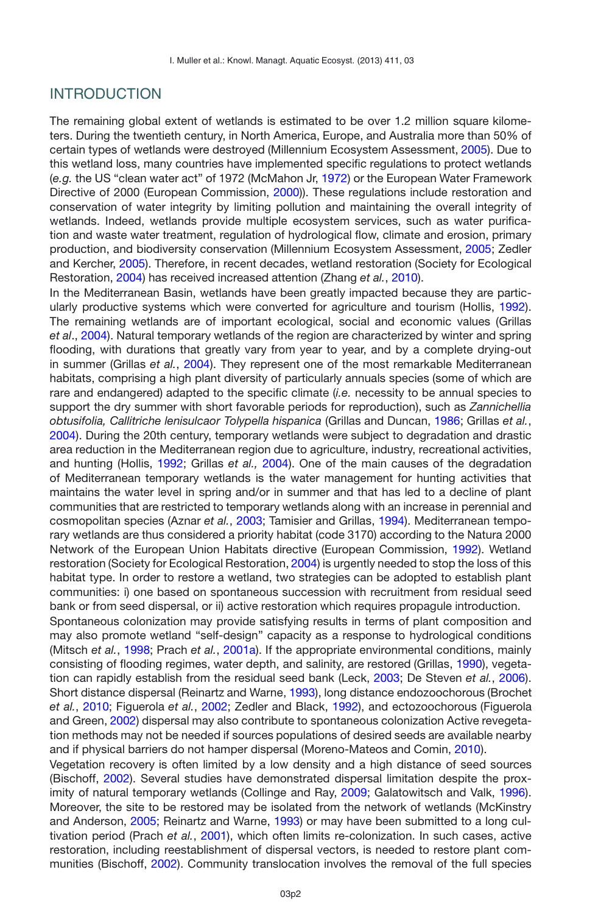## INTRODUCTION

The remaining global extent of wetlands is estimated to be over 1.2 million square kilometers. During the twentieth century, in North America, Europe, and Australia more than 50% of certain types of wetlands were destroyed (Millennium Ecosystem Assessment, 2005). Due to this wetland loss, many countries have implemented specific regulations to protect wetlands (*e.g.* the US "clean water act" of 1972 (McMahon Jr, 1972) or the European Water Framework Directive of 2000 (European Commission, 2000)). These regulations include restoration and conservation of water integrity by limiting pollution and maintaining the overall integrity of wetlands. Indeed, wetlands provide multiple ecosystem services, such as water purification and waste water treatment, regulation of hydrological flow, climate and erosion, primary production, and biodiversity conservation (Millennium Ecosystem Assessment, 2005; Zedler and Kercher, 2005). Therefore, in recent decades, wetland restoration (Society for Ecological Restoration, 2004) has received increased attention (Zhang *et al.*, 2010).

In the Mediterranean Basin, wetlands have been greatly impacted because they are particularly productive systems which were converted for agriculture and tourism (Hollis, 1992). The remaining wetlands are of important ecological, social and economic values (Grillas *et al*., 2004). Natural temporary wetlands of the region are characterized by winter and spring flooding, with durations that greatly vary from year to year, and by a complete drying-out in summer (Grillas *et al.*, 2004). They represent one of the most remarkable Mediterranean habitats, comprising a high plant diversity of particularly annuals species (some of which are rare and endangered) adapted to the specific climate (*i.e.* necessity to be annual species to support the dry summer with short favorable periods for reproduction), such as *Zannichellia obtusifolia, Callitriche lenisulcaor Tolypella hispanica* (Grillas and Duncan, 1986; Grillas *et al.*, 2004). During the 20th century, temporary wetlands were subject to degradation and drastic area reduction in the Mediterranean region due to agriculture, industry, recreational activities, and hunting (Hollis, 1992; Grillas *et al.,* 2004). One of the main causes of the degradation of Mediterranean temporary wetlands is the water management for hunting activities that maintains the water level in spring and/or in summer and that has led to a decline of plant communities that are restricted to temporary wetlands along with an increase in perennial and cosmopolitan species (Aznar *et al.*, 2003; Tamisier and Grillas, 1994). Mediterranean temporary wetlands are thus considered a priority habitat (code 3170) according to the Natura 2000 Network of the European Union Habitats directive (European Commission, 1992). Wetland restoration (Society for Ecological Restoration, 2004) is urgently needed to stop the loss of this habitat type. In order to restore a wetland, two strategies can be adopted to establish plant communities: i) one based on spontaneous succession with recruitment from residual seed bank or from seed dispersal, or ii) active restoration which requires propagule introduction.

Spontaneous colonization may provide satisfying results in terms of plant composition and may also promote wetland "self-design" capacity as a response to hydrological conditions (Mitsch *et al.*, 1998; Prach *et al.*, 2001a). If the appropriate environmental conditions, mainly consisting of flooding regimes, water depth, and salinity, are restored (Grillas, 1990), vegetation can rapidly establish from the residual seed bank (Leck, 2003; De Steven *et al.*, 2006). Short distance dispersal (Reinartz and Warne, 1993), long distance endozoochorous (Brochet *et al.*, 2010; Figuerola *et al.*, 2002; Zedler and Black, 1992), and ectozoochorous (Figuerola and Green, 2002) dispersal may also contribute to spontaneous colonization Active revegetation methods may not be needed if sources populations of desired seeds are available nearby and if physical barriers do not hamper dispersal (Moreno-Mateos and Comin, 2010).

Vegetation recovery is often limited by a low density and a high distance of seed sources (Bischoff, 2002). Several studies have demonstrated dispersal limitation despite the proximity of natural temporary wetlands (Collinge and Ray, 2009; Galatowitsch and Valk, 1996). Moreover, the site to be restored may be isolated from the network of wetlands (McKinstry and Anderson, 2005; Reinartz and Warne, 1993) or may have been submitted to a long cultivation period (Prach *et al.*, 2001), which often limits re-colonization. In such cases, active restoration, including reestablishment of dispersal vectors, is needed to restore plant communities (Bischoff, 2002). Community translocation involves the removal of the full species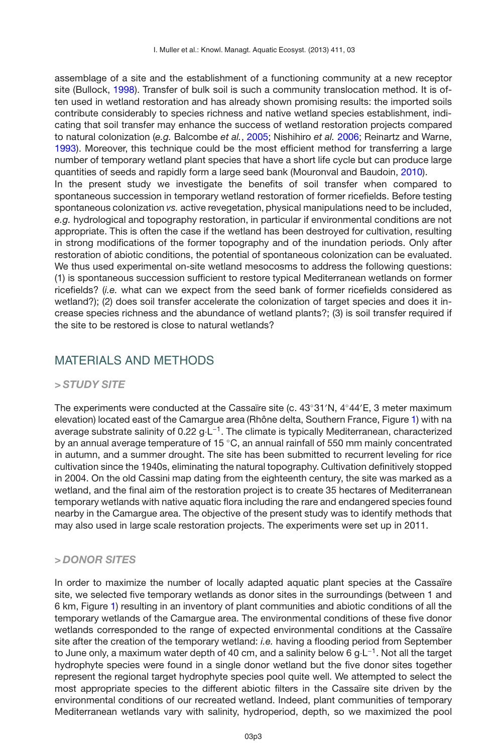assemblage of a site and the establishment of a functioning community at a new receptor site (Bullock, 1998). Transfer of bulk soil is such a community translocation method. It is often used in wetland restoration and has already shown promising results: the imported soils contribute considerably to species richness and native wetland species establishment, indicating that soil transfer may enhance the success of wetland restoration projects compared to natural colonization (*e.g.* Balcombe *et al.*, 2005; Nishihiro *et al.* 2006; Reinartz and Warne, 1993). Moreover, this technique could be the most efficient method for transferring a large number of temporary wetland plant species that have a short life cycle but can produce large quantities of seeds and rapidly form a large seed bank (Mouronval and Baudoin, 2010).

In the present study we investigate the benefits of soil transfer when compared to spontaneous succession in temporary wetland restoration of former ricefields. Before testing spontaneous colonization *vs.* active revegetation, physical manipulations need to be included, *e.g.* hydrological and topography restoration, in particular if environmental conditions are not appropriate. This is often the case if the wetland has been destroyed for cultivation, resulting in strong modifications of the former topography and of the inundation periods. Only after restoration of abiotic conditions, the potential of spontaneous colonization can be evaluated. We thus used experimental on-site wetland mesocosms to address the following questions: (1) is spontaneous succession sufficient to restore typical Mediterranean wetlands on former ricefields? (*i.e.* what can we expect from the seed bank of former ricefields considered as wetland?); (2) does soil transfer accelerate the colonization of target species and does it increase species richness and the abundance of wetland plants?; (3) is soil transfer required if the site to be restored is close to natural wetlands?

## MATERIALS AND METHODS

### > *STUDY SITE*

The experiments were conducted at the Cassaïre site (c. 43°31′N, 4°44′E, 3 meter maximum elevation) located east of the Camargue area (Rhône delta, Southern France, Figure 1) with na average substrate salinity of 0.22 g·L$^{-1}$. The climate is typically Mediterranean, characterized by an annual average temperature of 15 °C, an annual rainfall of 550 mm mainly concentrated in autumn, and a summer drought. The site has been submitted to recurrent leveling for rice cultivation since the 1940s, eliminating the natural topography. Cultivation definitively stopped in 2004. On the old Cassini map dating from the eighteenth century, the site was marked as a wetland, and the final aim of the restoration project is to create 35 hectares of Mediterranean temporary wetlands with native aquatic flora including the rare and endangered species found nearby in the Camargue area. The objective of the present study was to identify methods that may also used in large scale restoration projects. The experiments were set up in 2011.

### > *DONOR SITES*

In order to maximize the number of locally adapted aquatic plant species at the Cassaïre site, we selected five temporary wetlands as donor sites in the surroundings (between 1 and 6 km, Figure 1) resulting in an inventory of plant communities and abiotic conditions of all the temporary wetlands of the Camargue area. The environmental conditions of these five donor wetlands corresponded to the range of expected environmental conditions at the Cassaïre site after the creation of the temporary wetland: *i.e.* having a flooding period from September to June only, a maximum water depth of 40 cm, and a salinity below 6 g·L$^{-1}$. Not all the target hydrophyte species were found in a single donor wetland but the five donor sites together represent the regional target hydrophyte species pool quite well. We attempted to select the most appropriate species to the different abiotic filters in the Cassaïre site driven by the environmental conditions of our recreated wetland. Indeed, plant communities of temporary Mediterranean wetlands vary with salinity, hydroperiod, depth, so we maximized the pool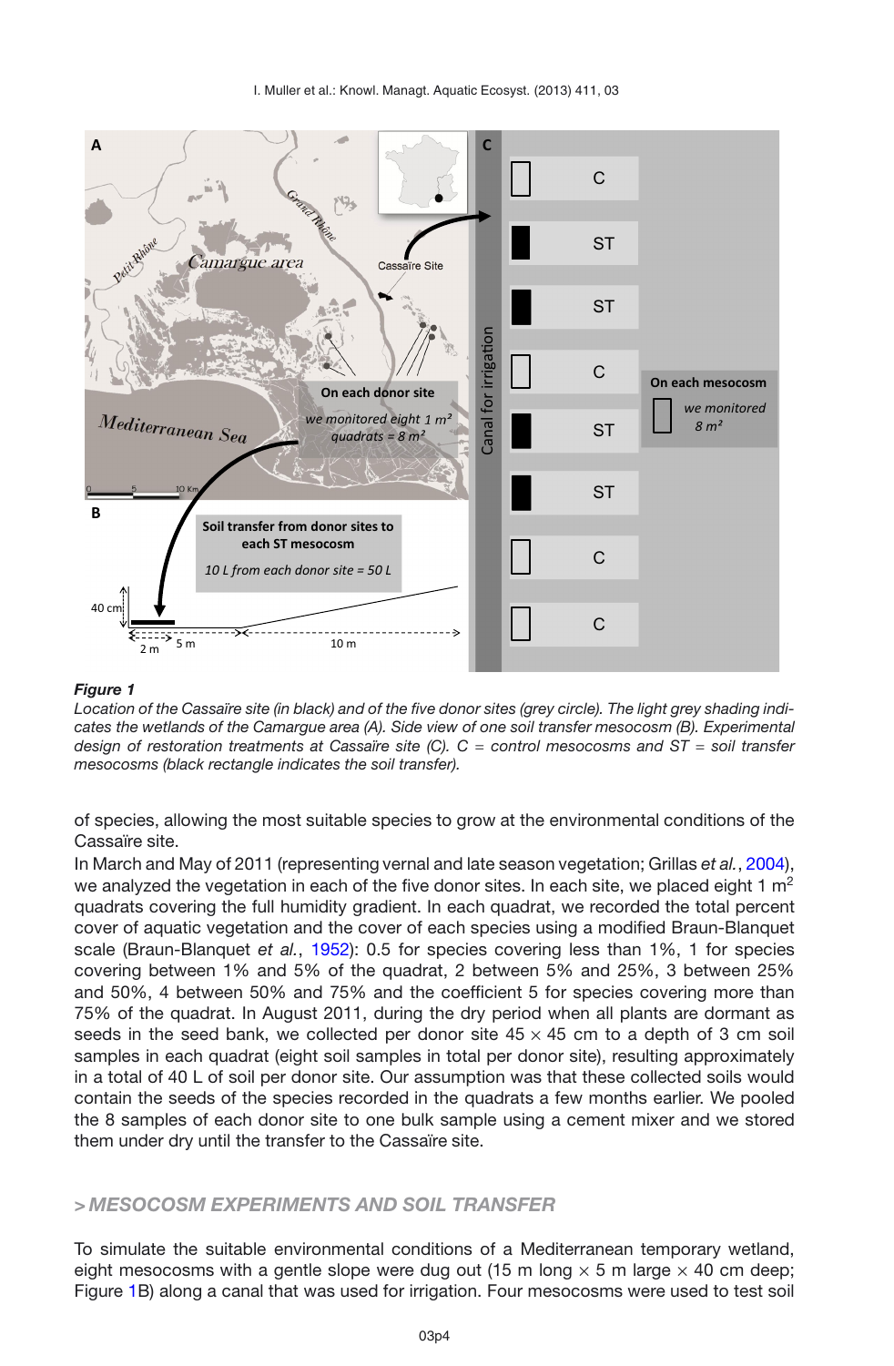**Figure 1**

*Location of the Cassaïre site (in black) and of the five donor sites (grey circle). The light grey shading indicates the wetlands of the Camargue area (A). Side view of one soil transfer mesocosm (B). Experimental design of restoration treatments at Cassaïre site (C). C = control mesocosms and ST = soil transfer mesocosms (black rectangle indicates the soil transfer).*

of species, allowing the most suitable species to grow at the environmental conditions of the Cassaïre site.

In March and May of 2011 (representing vernal and late season vegetation; Grillas *et al.*, 2004), we analyzed the vegetation in each of the five donor sites. In each site, we placed eight 1 $m^2$ quadrats covering the full humidity gradient. In each quadrat, we recorded the total percent cover of aquatic vegetation and the cover of each species using a modified Braun-Blanquet scale (Braun-Blanquet *et al.*, 1952): 0.5 for species covering less than 1%, 1 for species covering between 1% and 5% of the quadrat, 2 between 5% and 25%, 3 between 25% and 50%, 4 between 50% and 75% and the coefficient 5 for species covering more than 75% of the quadrat. In August 2011, during the dry period when all plants are dormant as seeds in the seed bank, we collected per donor site 45 × 45 cm to a depth of 3 cm soil samples in each quadrat (eight soil samples in total per donor site), resulting approximately in a total of 40 L of soil per donor site. Our assumption was that these collected soils would contain the seeds of the species recorded in the quadrats a few months earlier. We pooled the 8 samples of each donor site to one bulk sample using a cement mixer and we stored them under dry until the transfer to the Cassaïre site.

## > MESOCOSM EXPERIMENTS AND SOIL TRANSFER

To simulate the suitable environmental conditions of a Mediterranean temporary wetland, eight mesocosms with a gentle slope were dug out (15 m long × 5 m large × 40 cm deep; Figure 1B) along a canal that was used for irrigation. Four mesocosms were used to test soil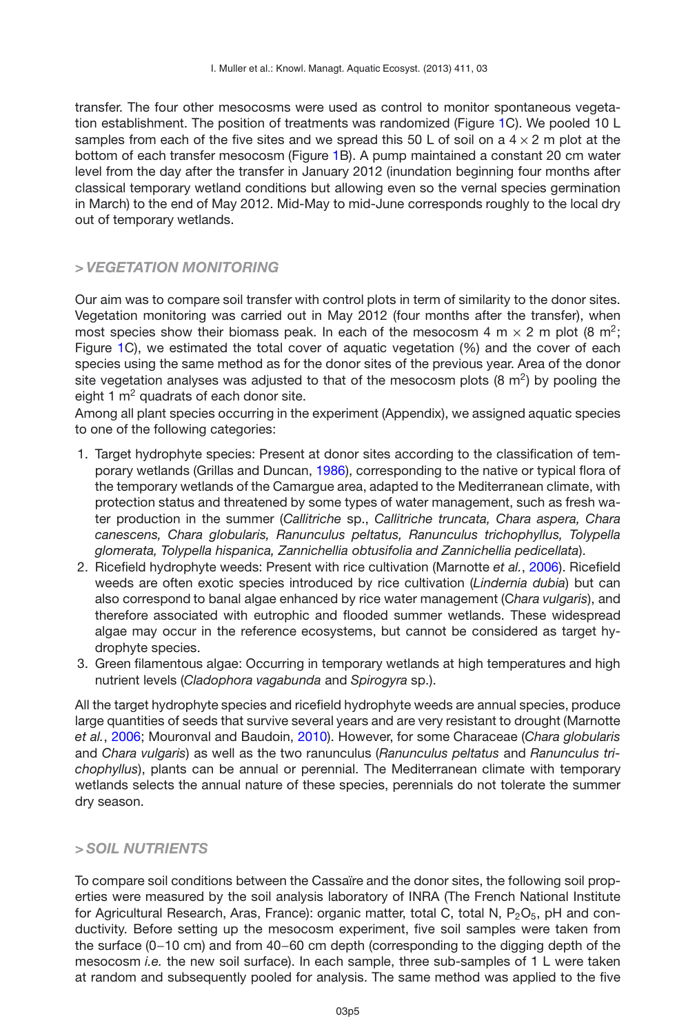transfer. The four other mesocosms were used as control to monitor spontaneous vegetation establishment. The position of treatments was randomized (Figure 1C). We pooled 10 L samples from each of the five sites and we spread this 50 L of soil on a 4 × 2 m plot at the bottom of each transfer mesocosm (Figure 1B). A pump maintained a constant 20 cm water level from the day after the transfer in January 2012 (inundation beginning four months after classical temporary wetland conditions but allowing even so the vernal species germination in March) to the end of May 2012. Mid-May to mid-June corresponds roughly to the local dry out of temporary wetlands.

## > *VEGETATION MONITORING*

Our aim was to compare soil transfer with control plots in term of similarity to the donor sites. Vegetation monitoring was carried out in May 2012 (four months after the transfer), when most species show their biomass peak. In each of the mesocosm 4 m × 2 m plot (8 $m^2$; Figure 1C), we estimated the total cover of aquatic vegetation (%) and the cover of each species using the same method as for the donor sites of the previous year. Area of the donor site vegetation analyses was adjusted to that of the mesocosm plots (8 $m^2$) by pooling the eight 1 $m^2$ quadrats of each donor site.

Among all plant species occurring in the experiment (Appendix), we assigned aquatic species to one of the following categories:

1. Target hydrophyte species: Present at donor sites according to the classification of temporary wetlands (Grillas and Duncan, 1986), corresponding to the native or typical flora of the temporary wetlands of the Camargue area, adapted to the Mediterranean climate, with protection status and threatened by some types of water management, such as fresh water production in the summer (*Callitriche* sp., *Callitriche truncata, Chara aspera, Chara canescens, Chara globularis, Ranunculus peltatus, Ranunculus trichophyllus, Tolypella glomerata, Tolypella hispanica, Zannichellia obtusifolia and Zannichellia pedicellata*).
2. Ricefield hydrophyte weeds: Present with rice cultivation (Marnotte *et al.*, 2006). Ricefield weeds are often exotic species introduced by rice cultivation (*Lindernia dubia*) but can also correspond to banal algae enhanced by rice water management (*Chara vulgaris*), and therefore associated with eutrophic and flooded summer wetlands. These widespread algae may occur in the reference ecosystems, but cannot be considered as target hydrophyte species.
3. Green filamentous algae: Occurring in temporary wetlands at high temperatures and high nutrient levels (*Cladophora vagabunda* and *Spirogyra* sp.).

All the target hydrophyte species and ricefield hydrophyte weeds are annual species, produce large quantities of seeds that survive several years and are very resistant to drought (Marnotte *et al.*, 2006; Mouronval and Baudoin, 2010). However, for some Characeae (*Chara globularis* and *Chara vulgaris*) as well as the two ranunculus (*Ranunculus peltatus* and *Ranunculus trichophyllus*), plants can be annual or perennial. The Mediterranean climate with temporary wetlands selects the annual nature of these species, perennials do not tolerate the summer dry season.

## > *SOIL NUTRIENTS*

To compare soil conditions between the Cassaïre and the donor sites, the following soil properties were measured by the soil analysis laboratory of INRA (The French National Institute for Agricultural Research, Aras, France): organic matter, total C, total N, $P_2O_5$, pH and conductivity. Before setting up the mesocosm experiment, five soil samples were taken from the surface (0–10 cm) and from 40–60 cm depth (corresponding to the digging depth of the mesocosm *i.e.* the new soil surface). In each sample, three sub-samples of 1 L were taken at random and subsequently pooled for analysis. The same method was applied to the five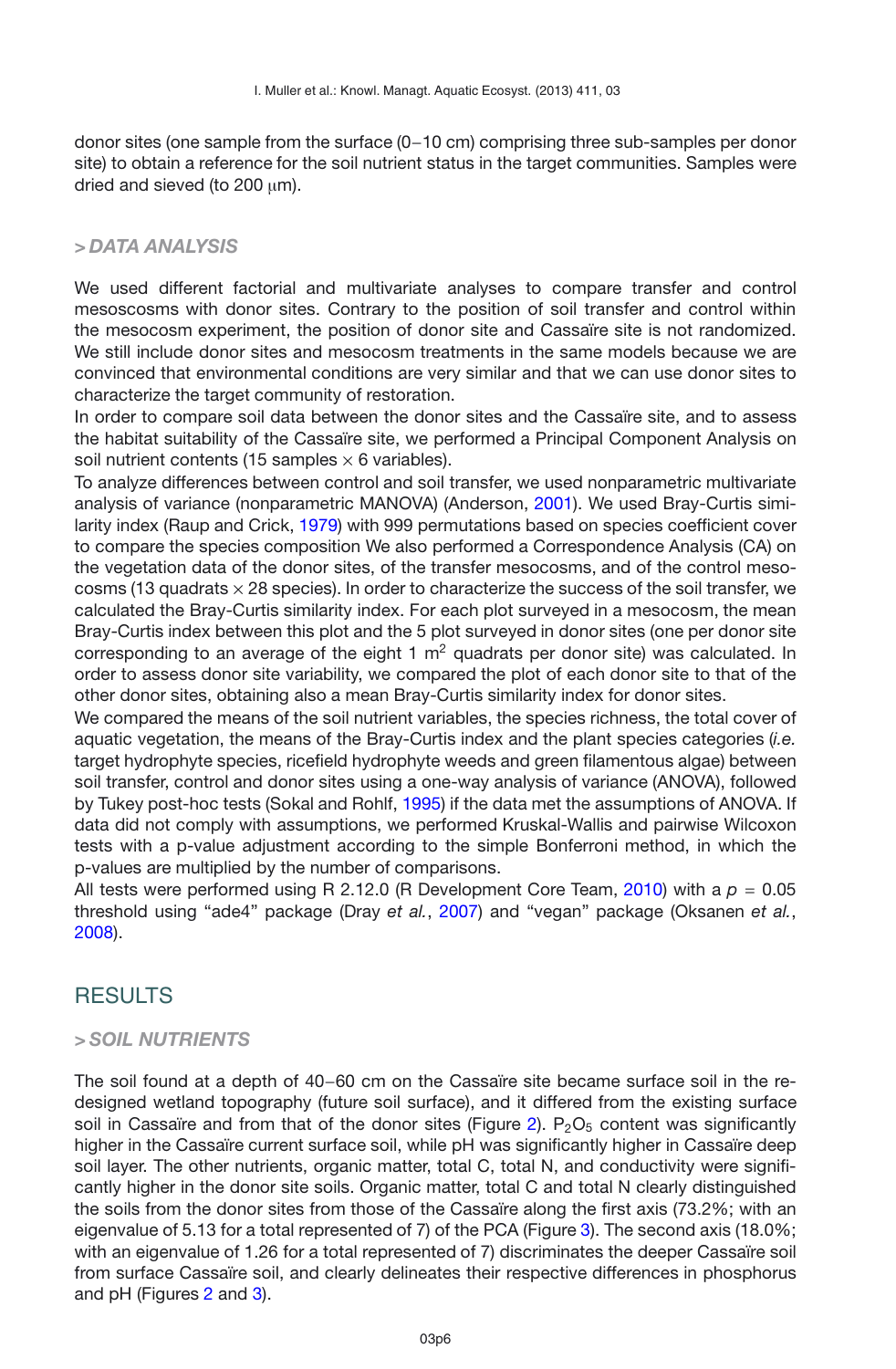donor sites (one sample from the surface (0–10 cm) comprising three sub-samples per donor site) to obtain a reference for the soil nutrient status in the target communities. Samples were dried and sieved (to 200 μm).

### > DATA ANALYSIS

We used different factorial and multivariate analyses to compare transfer and control mesoscosms with donor sites. Contrary to the position of soil transfer and control within the mesocosm experiment, the position of donor site and Cassaïre site is not randomized. We still include donor sites and mesocosm treatments in the same models because we are convinced that environmental conditions are very similar and that we can use donor sites to characterize the target community of restoration.

In order to compare soil data between the donor sites and the Cassaïre site, and to assess the habitat suitability of the Cassaïre site, we performed a Principal Component Analysis on soil nutrient contents (15 samples × 6 variables).

To analyze differences between control and soil transfer, we used nonparametric multivariate analysis of variance (nonparametric MANOVA) (Anderson, 2001). We used Bray-Curtis similarity index (Raup and Crick, 1979) with 999 permutations based on species coefficient cover to compare the species composition We also performed a Correspondence Analysis (CA) on the vegetation data of the donor sites, of the transfer mesocosms, and of the control mesocosms (13 quadrats × 28 species). In order to characterize the success of the soil transfer, we calculated the Bray-Curtis similarity index. For each plot surveyed in a mesocosm, the mean Bray-Curtis index between this plot and the 5 plot surveyed in donor sites (one per donor site corresponding to an average of the eight 1 $m^2$ quadrats per donor site) was calculated. In order to assess donor site variability, we compared the plot of each donor site to that of the other donor sites, obtaining also a mean Bray-Curtis similarity index for donor sites.

We compared the means of the soil nutrient variables, the species richness, the total cover of aquatic vegetation, the means of the Bray-Curtis index and the plant species categories (*i.e.* target hydrophyte species, ricefield hydrophyte weeds and green filamentous algae) between soil transfer, control and donor sites using a one-way analysis of variance (ANOVA), followed by Tukey post-hoc tests (Sokal and Rohlf, 1995) if the data met the assumptions of ANOVA. If data did not comply with assumptions, we performed Kruskal-Wallis and pairwise Wilcoxon tests with a p-value adjustment according to the simple Bonferroni method, in which the p-values are multiplied by the number of comparisons.

All tests were performed using R 2.12.0 (R Development Core Team, 2010) with a $p = 0.05$ threshold using "ade4" package (Dray *et al.*, 2007) and "vegan" package (Oksanen *et al.*, 2008).

## RESULTS

### > SOIL NUTRIENTS

The soil found at a depth of 40–60 cm on the Cassaïre site became surface soil in the redesigned wetland topography (future soil surface), and it differed from the existing surface soil in Cassaïre and from that of the donor sites (Figure 2). $P_2O_5$ content was significantly higher in the Cassaïre current surface soil, while pH was significantly higher in Cassaïre deep soil layer. The other nutrients, organic matter, total C, total N, and conductivity were significantly higher in the donor site soils. Organic matter, total C and total N clearly distinguished the soils from the donor sites from those of the Cassaïre along the first axis (73.2%; with an eigenvalue of 5.13 for a total represented of 7) of the PCA (Figure 3). The second axis (18.0%; with an eigenvalue of 1.26 for a total represented of 7) discriminates the deeper Cassaïre soil from surface Cassaïre soil, and clearly delineates their respective differences in phosphorus and pH (Figures 2 and 3).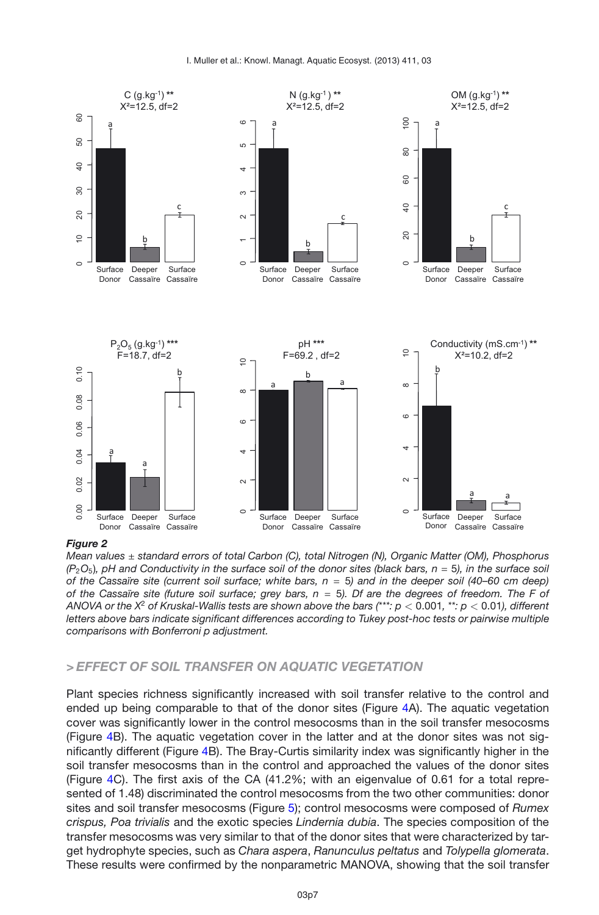**Figure 2**

*Mean values ± standard errors of total Carbon (C), total Nitrogen (N), Organic Matter (OM), Phosphorus ($P_2O_5$), pH and Conductivity in the surface soil of the donor sites (black bars, $n = 5$), in the surface soil of the Cassaïre site (current soil surface; white bars, $n = 5$) and in the deeper soil (40–60 cm deep) of the Cassaïre site (future soil surface; grey bars, $n = 5$). Df are the degrees of freedom. The F of ANOVA or the $X^2$ of Kruskal-Wallis tests are shown above the bars (***: $p < 0.001$, **: $p < 0.01$), different letters above bars indicate significant differences according to Tukey post-hoc tests or pairwise multiple comparisons with Bonferroni p adjustment.*

## > EFFECT OF SOIL TRANSFER ON AQUATIC VEGETATION

Plant species richness significantly increased with soil transfer relative to the control and ended up being comparable to that of the donor sites (Figure 4A). The aquatic vegetation cover was significantly lower in the control mesocosms than in the soil transfer mesocosms (Figure 4B). The aquatic vegetation cover in the latter and at the donor sites was not significantly different (Figure 4B). The Bray-Curtis similarity index was significantly higher in the soil transfer mesocosms than in the control and approached the values of the donor sites (Figure 4C). The first axis of the CA (41.2%; with an eigenvalue of 0.61 for a total represented of 1.48) discriminated the control mesocosms from the two other communities: donor sites and soil transfer mesocosms (Figure 5); control mesocosms were composed of *Rumex crispus, Poa trivialis* and the exotic species *Lindernia dubia*. The species composition of the transfer mesocosms was very similar to that of the donor sites that were characterized by target hydrophyte species, such as *Chara aspera*, *Ranunculus peltatus* and *Tolypella glomerata*. These results were confirmed by the nonparametric MANOVA, showing that the soil transfer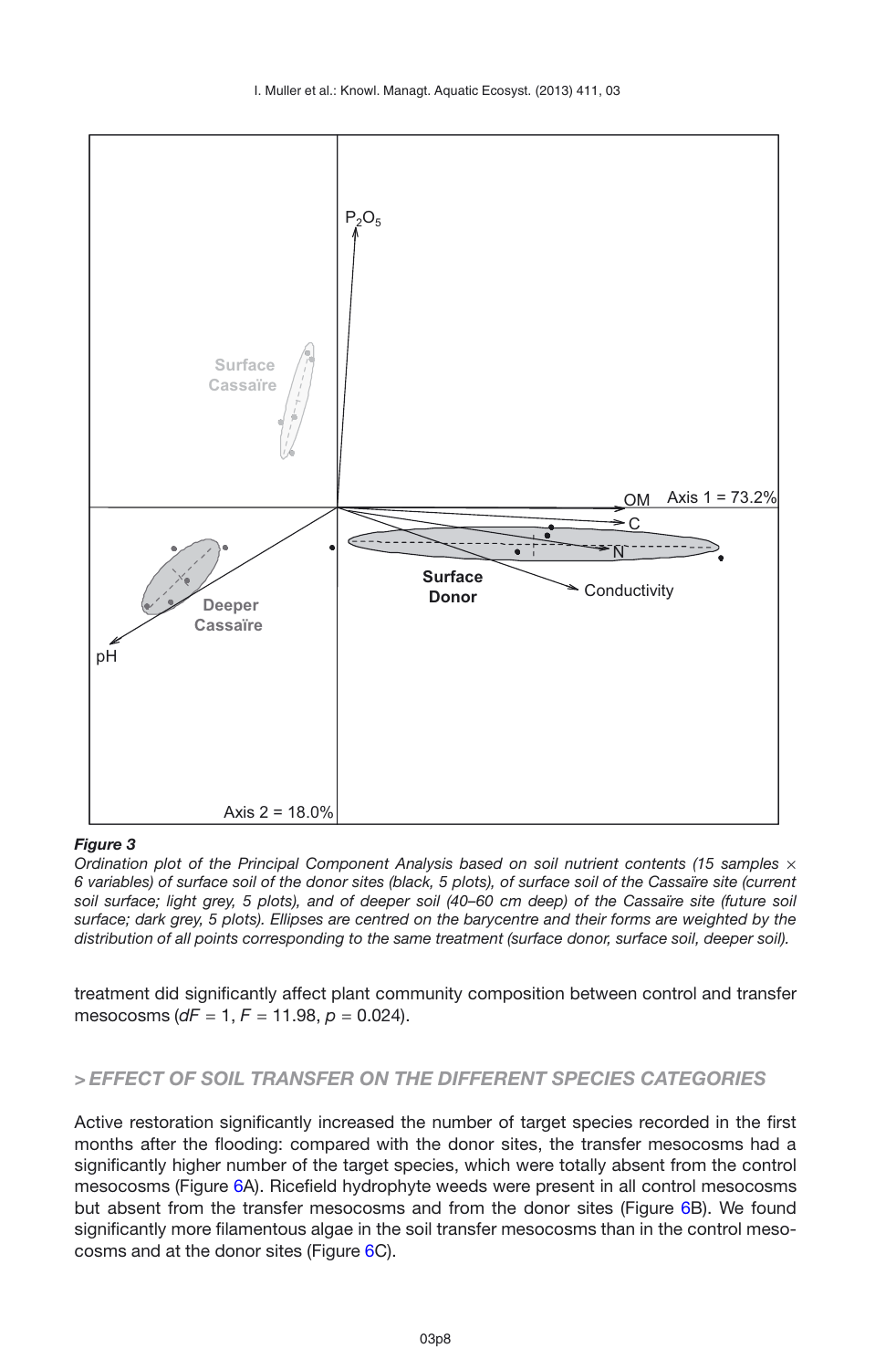*Figure 3*

*Ordination plot of the Principal Component Analysis based on soil nutrient contents (15 samples × 6 variables) of surface soil of the donor sites (black, 5 plots), of surface soil of the Cassaïre site (current soil surface; light grey, 5 plots), and of deeper soil (40–60 cm deep) of the Cassaïre site (future soil surface; dark grey, 5 plots). Ellipses are centred on the barycentre and their forms are weighted by the distribution of all points corresponding to the same treatment (surface donor, surface soil, deeper soil).*

treatment did significantly affect plant community composition between control and transfer mesocosms ($dF = 1$, $F = 11.98$, $p = 0.024$).

### > EFFECT OF SOIL TRANSFER ON THE DIFFERENT SPECIES CATEGORIES

Active restoration significantly increased the number of target species recorded in the first months after the flooding: compared with the donor sites, the transfer mesocosms had a significantly higher number of the target species, which were totally absent from the control mesocosms (Figure 6A). Ricefield hydrophyte weeds were present in all control mesocosms but absent from the transfer mesocosms and from the donor sites (Figure 6B). We found significantly more filamentous algae in the soil transfer mesocosms than in the control mesocosms and at the donor sites (Figure 6C).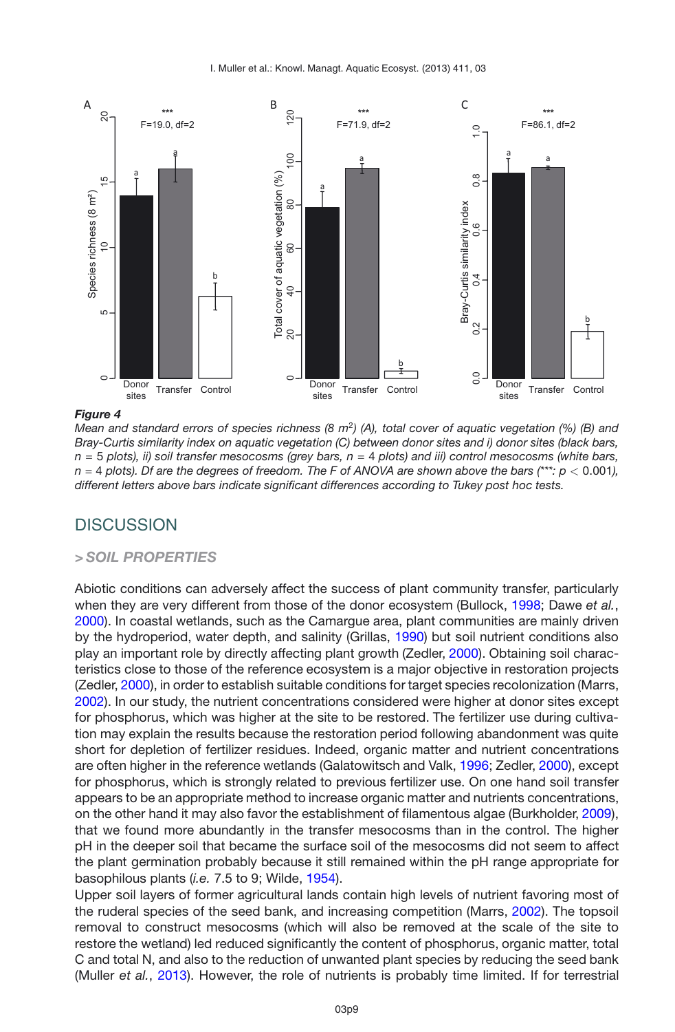**Figure 4**

*Mean and standard errors of species richness (8 $m^2$) (A), total cover of aquatic vegetation (%) (B) and Bray-Curtis similarity index on aquatic vegetation (C) between donor sites and i) donor sites (black bars, $n = 5$ plots), ii) soil transfer mesocosms (grey bars, $n = 4$ plots) and iii) control mesocosms (white bars, $n = 4$ plots). Df are the degrees of freedom. The F of ANOVA are shown above the bars (***: $p < 0.001$), different letters above bars indicate significant differences according to Tukey post hoc tests.*

## DISCUSSION

### > SOIL PROPERTIES

Abiotic conditions can adversely affect the success of plant community transfer, particularly when they are very different from those of the donor ecosystem (Bullock, 1998; Dawe *et al.*, 2000). In coastal wetlands, such as the Camargue area, plant communities are mainly driven by the hydroperiod, water depth, and salinity (Grillas, 1990) but soil nutrient conditions also play an important role by directly affecting plant growth (Zedler, 2000). Obtaining soil characteristics close to those of the reference ecosystem is a major objective in restoration projects (Zedler, 2000), in order to establish suitable conditions for target species recolonization (Marrs, 2002). In our study, the nutrient concentrations considered were higher at donor sites except for phosphorus, which was higher at the site to be restored. The fertilizer use during cultivation may explain the results because the restoration period following abandonment was quite short for depletion of fertilizer residues. Indeed, organic matter and nutrient concentrations are often higher in the reference wetlands (Galatowitsch and Valk, 1996; Zedler, 2000), except for phosphorus, which is strongly related to previous fertilizer use. On one hand soil transfer appears to be an appropriate method to increase organic matter and nutrients concentrations, on the other hand it may also favor the establishment of filamentous algae (Burkholder, 2009), that we found more abundantly in the transfer mesocosms than in the control. The higher pH in the deeper soil that became the surface soil of the mesocosms did not seem to affect the plant germination probably because it still remained within the pH range appropriate for basophilous plants (*i.e.* 7.5 to 9; Wilde, 1954).

Upper soil layers of former agricultural lands contain high levels of nutrient favoring most of the ruderal species of the seed bank, and increasing competition (Marrs, 2002). The topsoil removal to construct mesocosms (which will also be removed at the scale of the site to restore the wetland) led reduced significantly the content of phosphorus, organic matter, total C and total N, and also to the reduction of unwanted plant species by reducing the seed bank (Muller *et al.*, 2013). However, the role of nutrients is probably time limited. If for terrestrial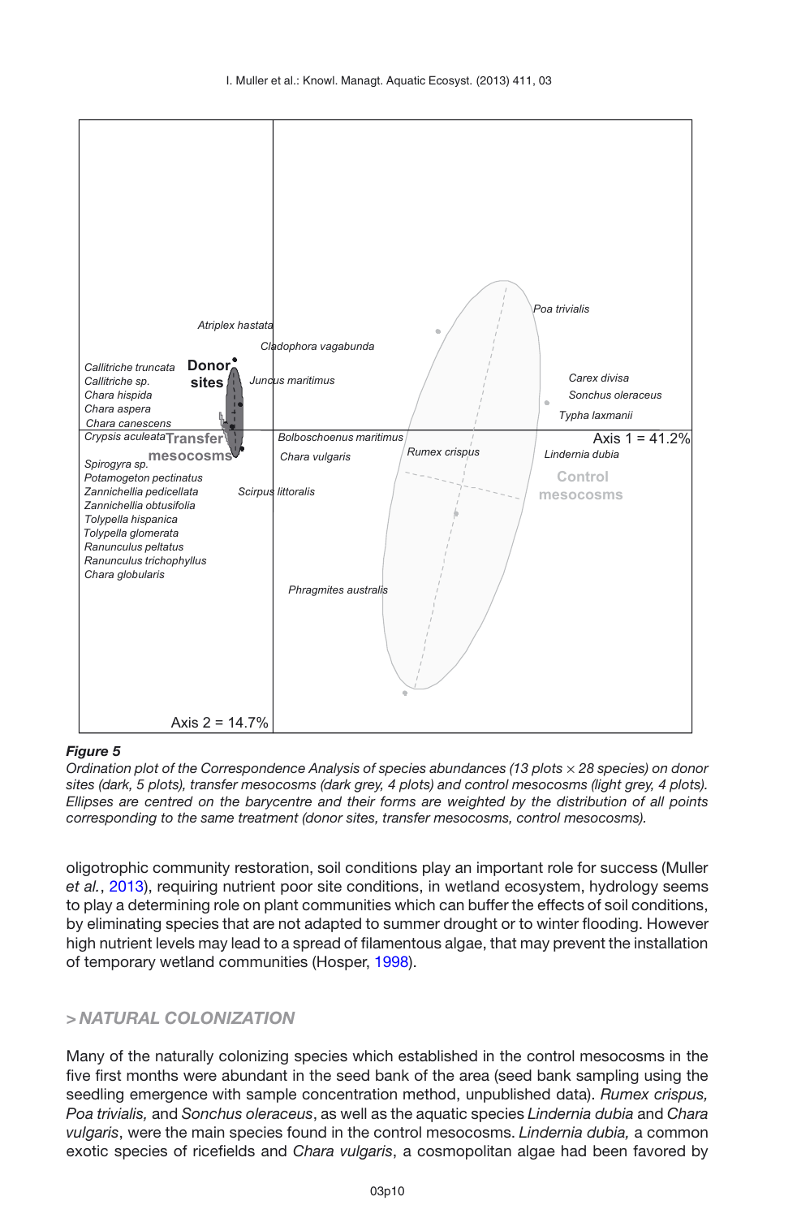*Figure 5*
*Ordination plot of the Correspondence Analysis of species abundances (13 plots × 28 species) on donor sites (dark, 5 plots), transfer mesocosms (dark grey, 4 plots) and control mesocosms (light grey, 4 plots). Ellipses are centred on the barycentre and their forms are weighted by the distribution of all points corresponding to the same treatment (donor sites, transfer mesocosms, control mesocosms).*

oligotrophic community restoration, soil conditions play an important role for success (Muller *et al.*, 2013), requiring nutrient poor site conditions, in wetland ecosystem, hydrology seems to play a determining role on plant communities which can buffer the effects of soil conditions, by eliminating species that are not adapted to summer drought or to winter flooding. However high nutrient levels may lead to a spread of filamentous algae, that may prevent the installation of temporary wetland communities (Hosper, 1998).

## > NATURAL COLONIZATION

Many of the naturally colonizing species which established in the control mesocosms in the five first months were abundant in the seed bank of the area (seed bank sampling using the seedling emergence with sample concentration method, unpublished data). *Rumex crispus, Poa trivialis,* and *Sonchus oleraceus*, as well as the aquatic species *Lindernia dubia* and *Chara vulgaris*, were the main species found in the control mesocosms. *Lindernia dubia,* a common exotic species of ricefields and *Chara vulgaris*, a cosmopolitan algae had been favored by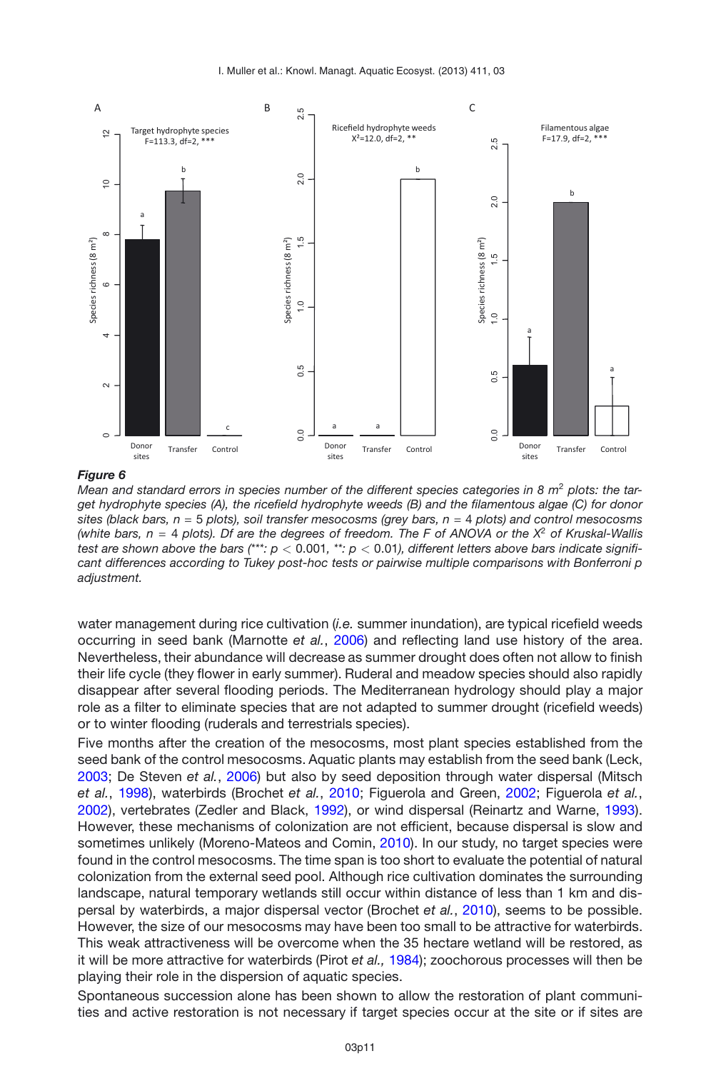A

Target hydrophyte species
F=113.3, df=2, ***

B

Ricefield hydrophyte weeds
$X^2$=12.0, df=2, **

C

Filamentous algae
F=17.9, df=2, ***

***Figure 6***
*Mean and standard errors in species number of the different species categories in 8 m$^2$ plots: the target hydrophyte species (A), the ricefield hydrophyte weeds (B) and the filamentous algae (C) for donor sites (black bars, n = 5 plots), soil transfer mesocosms (grey bars, n = 4 plots) and control mesocosms (white bars, n = 4 plots). Df are the degrees of freedom. The F of ANOVA or the $X^2$ of Kruskal-Wallis test are shown above the bars (***: $p < 0.001$, **: $p < 0.01$), different letters above bars indicate significant differences according to Tukey post-hoc tests or pairwise multiple comparisons with Bonferroni p adjustment.*

water management during rice cultivation (*i.e.* summer inundation), are typical ricefield weeds occurring in seed bank (Marnotte *et al.*, 2006) and reflecting land use history of the area. Nevertheless, their abundance will decrease as summer drought does often not allow to finish their life cycle (they flower in early summer). Ruderal and meadow species should also rapidly disappear after several flooding periods. The Mediterranean hydrology should play a major role as a filter to eliminate species that are not adapted to summer drought (ricefield weeds) or to winter flooding (ruderals and terrestrials species).

Five months after the creation of the mesocosms, most plant species established from the seed bank of the control mesocosms. Aquatic plants may establish from the seed bank (Leck, 2003; De Steven *et al.*, 2006) but also by seed deposition through water dispersal (Mitsch *et al.*, 1998), waterbirds (Brochet *et al.*, 2010; Figuerola and Green, 2002; Figuerola *et al.*, 2002), vertebrates (Zedler and Black, 1992), or wind dispersal (Reinartz and Warne, 1993). However, these mechanisms of colonization are not efficient, because dispersal is slow and sometimes unlikely (Moreno-Mateos and Comin, 2010). In our study, no target species were found in the control mesocosms. The time span is too short to evaluate the potential of natural colonization from the external seed pool. Although rice cultivation dominates the surrounding landscape, natural temporary wetlands still occur within distance of less than 1 km and dispersal by waterbirds, a major dispersal vector (Brochet *et al.*, 2010), seems to be possible. However, the size of our mesocosms may have been too small to be attractive for waterbirds. This weak attractiveness will be overcome when the 35 hectare wetland will be restored, as it will be more attractive for waterbirds (Pirot *et al.,* 1984); zoochorous processes will then be playing their role in the dispersion of aquatic species.

Spontaneous succession alone has been shown to allow the restoration of plant communities and active restoration is not necessary if target species occur at the site or if sites are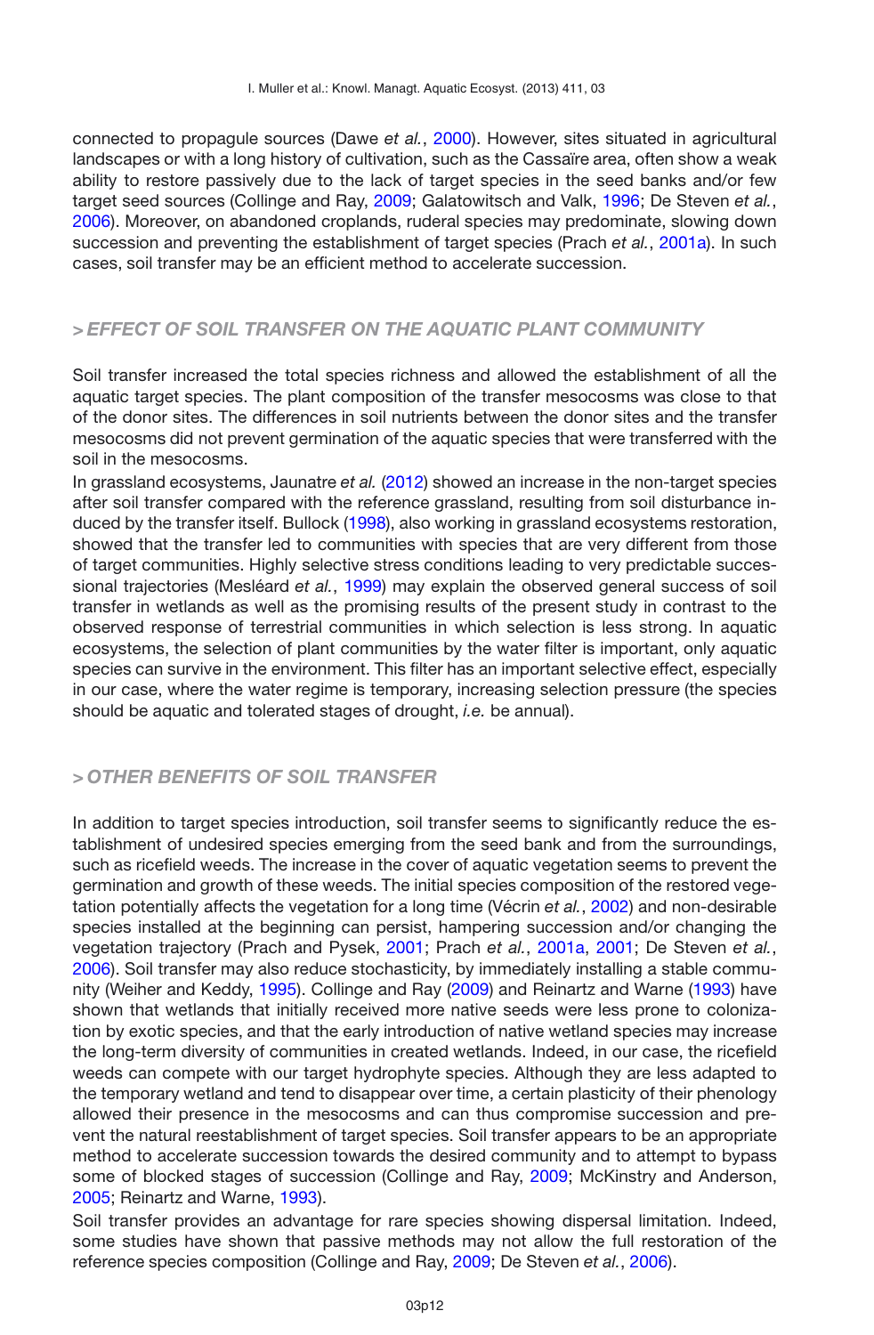connected to propagule sources (Dawe *et al.*, 2000). However, sites situated in agricultural landscapes or with a long history of cultivation, such as the Cassaïre area, often show a weak ability to restore passively due to the lack of target species in the seed banks and/or few target seed sources (Collinge and Ray, 2009; Galatowitsch and Valk, 1996; De Steven *et al.*, 2006). Moreover, on abandoned croplands, ruderal species may predominate, slowing down succession and preventing the establishment of target species (Prach *et al.*, 2001a). In such cases, soil transfer may be an efficient method to accelerate succession.

## > *EFFECT OF SOIL TRANSFER ON THE AQUATIC PLANT COMMUNITY*

Soil transfer increased the total species richness and allowed the establishment of all the aquatic target species. The plant composition of the transfer mesocosms was close to that of the donor sites. The differences in soil nutrients between the donor sites and the transfer mesocosms did not prevent germination of the aquatic species that were transferred with the soil in the mesocosms.

In grassland ecosystems, Jaunatre *et al.* (2012) showed an increase in the non-target species after soil transfer compared with the reference grassland, resulting from soil disturbance induced by the transfer itself. Bullock (1998), also working in grassland ecosystems restoration, showed that the transfer led to communities with species that are very different from those of target communities. Highly selective stress conditions leading to very predictable successional trajectories (Mesléard *et al.*, 1999) may explain the observed general success of soil transfer in wetlands as well as the promising results of the present study in contrast to the observed response of terrestrial communities in which selection is less strong. In aquatic ecosystems, the selection of plant communities by the water filter is important, only aquatic species can survive in the environment. This filter has an important selective effect, especially in our case, where the water regime is temporary, increasing selection pressure (the species should be aquatic and tolerated stages of drought, *i.e.* be annual).

## > *OTHER BENEFITS OF SOIL TRANSFER*

In addition to target species introduction, soil transfer seems to significantly reduce the establishment of undesired species emerging from the seed bank and from the surroundings, such as ricefield weeds. The increase in the cover of aquatic vegetation seems to prevent the germination and growth of these weeds. The initial species composition of the restored vegetation potentially affects the vegetation for a long time (Vécrin *et al.*, 2002) and non-desirable species installed at the beginning can persist, hampering succession and/or changing the vegetation trajectory (Prach and Pysek, 2001; Prach *et al.*, 2001a, 2001; De Steven *et al.*, 2006). Soil transfer may also reduce stochasticity, by immediately installing a stable community (Weiher and Keddy, 1995). Collinge and Ray (2009) and Reinartz and Warne (1993) have shown that wetlands that initially received more native seeds were less prone to colonization by exotic species, and that the early introduction of native wetland species may increase the long-term diversity of communities in created wetlands. Indeed, in our case, the ricefield weeds can compete with our target hydrophyte species. Although they are less adapted to the temporary wetland and tend to disappear over time, a certain plasticity of their phenology allowed their presence in the mesocosms and can thus compromise succession and prevent the natural reestablishment of target species. Soil transfer appears to be an appropriate method to accelerate succession towards the desired community and to attempt to bypass some of blocked stages of succession (Collinge and Ray, 2009; McKinstry and Anderson, 2005; Reinartz and Warne, 1993).

Soil transfer provides an advantage for rare species showing dispersal limitation. Indeed, some studies have shown that passive methods may not allow the full restoration of the reference species composition (Collinge and Ray, 2009; De Steven *et al.*, 2006).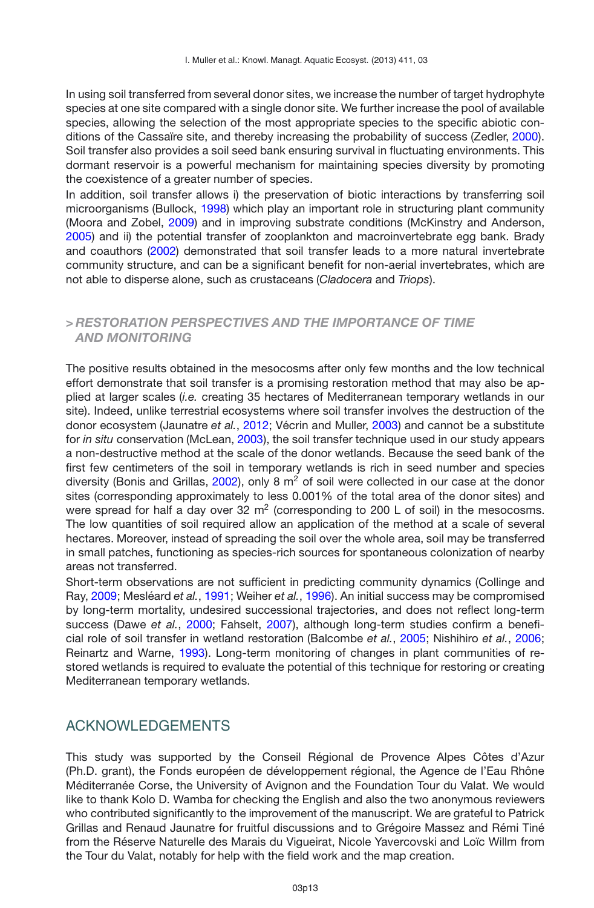In using soil transferred from several donor sites, we increase the number of target hydrophyte species at one site compared with a single donor site. We further increase the pool of available species, allowing the selection of the most appropriate species to the specific abiotic conditions of the Cassaïre site, and thereby increasing the probability of success (Zedler, 2000). Soil transfer also provides a soil seed bank ensuring survival in fluctuating environments. This dormant reservoir is a powerful mechanism for maintaining species diversity by promoting the coexistence of a greater number of species.

In addition, soil transfer allows i) the preservation of biotic interactions by transferring soil microorganisms (Bullock, 1998) which play an important role in structuring plant community (Moora and Zobel, 2009) and in improving substrate conditions (McKinstry and Anderson, 2005) and ii) the potential transfer of zooplankton and macroinvertebrate egg bank. Brady and coauthors (2002) demonstrated that soil transfer leads to a more natural invertebrate community structure, and can be a significant benefit for non-aerial invertebrates, which are not able to disperse alone, such as crustaceans (*Cladocera* and *Triops*).

## > *RESTORATION PERSPECTIVES AND THE IMPORTANCE OF TIME AND MONITORING*

The positive results obtained in the mesocosms after only few months and the low technical effort demonstrate that soil transfer is a promising restoration method that may also be applied at larger scales (*i.e.* creating 35 hectares of Mediterranean temporary wetlands in our site). Indeed, unlike terrestrial ecosystems where soil transfer involves the destruction of the donor ecosystem (Jaunatre *et al.*, 2012; Vécrin and Muller, 2003) and cannot be a substitute for *in situ* conservation (McLean, 2003), the soil transfer technique used in our study appears a non-destructive method at the scale of the donor wetlands. Because the seed bank of the first few centimeters of the soil in temporary wetlands is rich in seed number and species diversity (Bonis and Grillas, 2002), only 8 $m^2$ of soil were collected in our case at the donor sites (corresponding approximately to less 0.001% of the total area of the donor sites) and were spread for half a day over 32 $m^2$ (corresponding to 200 L of soil) in the mesocosms. The low quantities of soil required allow an application of the method at a scale of several hectares. Moreover, instead of spreading the soil over the whole area, soil may be transferred in small patches, functioning as species-rich sources for spontaneous colonization of nearby areas not transferred.

Short-term observations are not sufficient in predicting community dynamics (Collinge and Ray, 2009; Mesléard *et al.*, 1991; Weiher *et al.*, 1996). An initial success may be compromised by long-term mortality, undesired successional trajectories, and does not reflect long-term success (Dawe *et al.*, 2000; Fahselt, 2007), although long-term studies confirm a beneficial role of soil transfer in wetland restoration (Balcombe *et al.*, 2005; Nishihiro *et al.*, 2006; Reinartz and Warne, 1993). Long-term monitoring of changes in plant communities of restored wetlands is required to evaluate the potential of this technique for restoring or creating Mediterranean temporary wetlands.

## ACKNOWLEDGEMENTS

This study was supported by the Conseil Régional de Provence Alpes Côtes d'Azur (Ph.D. grant), the Fonds européen de développement régional, the Agence de l'Eau Rhône Méditerranée Corse, the University of Avignon and the Foundation Tour du Valat. We would like to thank Kolo D. Wamba for checking the English and also the two anonymous reviewers who contributed significantly to the improvement of the manuscript. We are grateful to Patrick Grillas and Renaud Jaunatre for fruitful discussions and to Grégoire Massez and Rémi Tiné from the Réserve Naturelle des Marais du Vigueirat, Nicole Yavercovski and Loïc Willm from the Tour du Valat, notably for help with the field work and the map creation.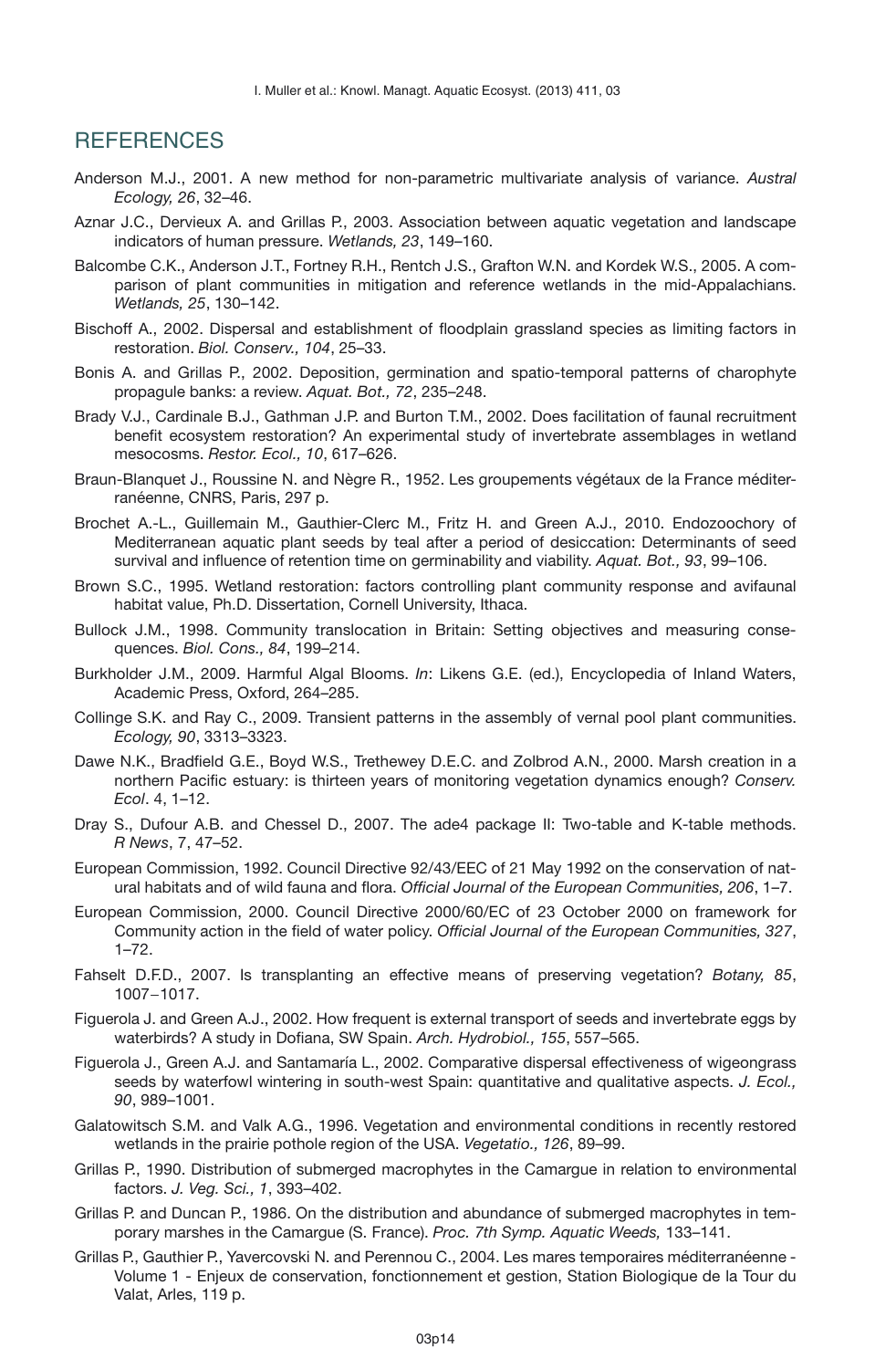## REFERENCES

Anderson M.J., 2001. A new method for non-parametric multivariate analysis of variance. *Austral Ecology, 26*, 32–46.

Aznar J.C., Dervieux A. and Grillas P., 2003. Association between aquatic vegetation and landscape indicators of human pressure. *Wetlands, 23*, 149–160.

Balcombe C.K., Anderson J.T., Fortney R.H., Rentch J.S., Grafton W.N. and Kordek W.S., 2005. A comparison of plant communities in mitigation and reference wetlands in the mid-Appalachians. *Wetlands, 25*, 130–142.

Bischoff A., 2002. Dispersal and establishment of floodplain grassland species as limiting factors in restoration. *Biol. Conserv., 104*, 25–33.

Bonis A. and Grillas P., 2002. Deposition, germination and spatio-temporal patterns of charophyte propagule banks: a review. *Aquat. Bot., 72*, 235–248.

Brady V.J., Cardinale B.J., Gathman J.P. and Burton T.M., 2002. Does facilitation of faunal recruitment benefit ecosystem restoration? An experimental study of invertebrate assemblages in wetland mesocosms. *Restor. Ecol., 10*, 617–626.

Braun-Blanquet J., Roussine N. and Nègre R., 1952. Les groupements végétaux de la France méditerranéenne, CNRS, Paris, 297 p.

Brochet A.-L., Guillemain M., Gauthier-Clerc M., Fritz H. and Green A.J., 2010. Endozoochory of Mediterranean aquatic plant seeds by teal after a period of desiccation: Determinants of seed survival and influence of retention time on germinability and viability. *Aquat. Bot., 93*, 99–106.

Brown S.C., 1995. Wetland restoration: factors controlling plant community response and avifaunal habitat value, Ph.D. Dissertation, Cornell University, Ithaca.

Bullock J.M., 1998. Community translocation in Britain: Setting objectives and measuring consequences. *Biol. Cons., 84*, 199–214.

Burkholder J.M., 2009. Harmful Algal Blooms. *In*: Likens G.E. (ed.), Encyclopedia of Inland Waters, Academic Press, Oxford, 264–285.

Collinge S.K. and Ray C., 2009. Transient patterns in the assembly of vernal pool plant communities. *Ecology, 90*, 3313–3323.

Dawe N.K., Bradfield G.E., Boyd W.S., Trethewey D.E.C. and Zolbrod A.N., 2000. Marsh creation in a northern Pacific estuary: is thirteen years of monitoring vegetation dynamics enough? *Conserv. Ecol*. 4, 1–12.

Dray S., Dufour A.B. and Chessel D., 2007. The ade4 package II: Two-table and K-table methods. *R News*, 7, 47–52.

European Commission, 1992. Council Directive 92/43/EEC of 21 May 1992 on the conservation of natural habitats and of wild fauna and flora. *Official Journal of the European Communities, 206*, 1–7.

European Commission, 2000. Council Directive 2000/60/EC of 23 October 2000 on framework for Community action in the field of water policy. *Official Journal of the European Communities, 327*, 1–72.

Fahselt D.F.D., 2007. Is transplanting an effective means of preserving vegetation? *Botany, 85*, 1007–1017.

Figuerola J. and Green A.J., 2002. How frequent is external transport of seeds and invertebrate eggs by waterbirds? A study in Dofiana, SW Spain. *Arch. Hydrobiol., 155*, 557–565.

Figuerola J., Green A.J. and Santamaría L., 2002. Comparative dispersal effectiveness of wigeongrass seeds by waterfowl wintering in south-west Spain: quantitative and qualitative aspects. *J. Ecol., 90*, 989–1001.

Galatowitsch S.M. and Valk A.G., 1996. Vegetation and environmental conditions in recently restored wetlands in the prairie pothole region of the USA. *Vegetatio., 126*, 89–99.

Grillas P., 1990. Distribution of submerged macrophytes in the Camargue in relation to environmental factors. *J. Veg. Sci., 1*, 393–402.

Grillas P. and Duncan P., 1986. On the distribution and abundance of submerged macrophytes in temporary marshes in the Camargue (S. France). *Proc. 7th Symp. Aquatic Weeds,* 133–141.

Grillas P., Gauthier P., Yavercovski N. and Perennou C., 2004. Les mares temporaires méditerranéenne - Volume 1 - Enjeux de conservation, fonctionnement et gestion, Station Biologique de la Tour du Valat, Arles, 119 p.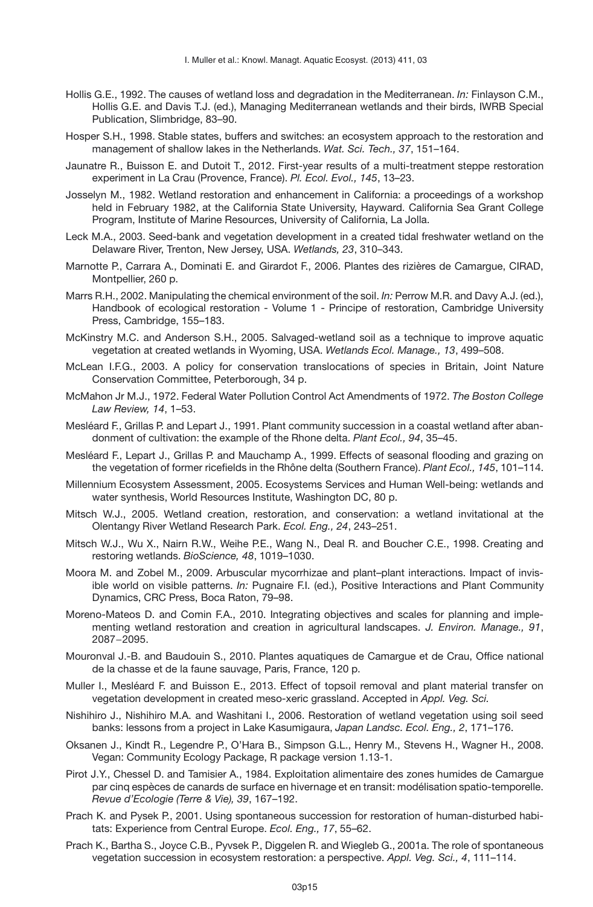Hollis G.E., 1992. The causes of wetland loss and degradation in the Mediterranean. *In:* Finlayson C.M., Hollis G.E. and Davis T.J. (ed.), Managing Mediterranean wetlands and their birds, IWRB Special Publication, Slimbridge, 83–90.

Hosper S.H., 1998. Stable states, buffers and switches: an ecosystem approach to the restoration and management of shallow lakes in the Netherlands. *Wat. Sci. Tech., 37*, 151–164.

Jaunatre R., Buisson E. and Dutoit T., 2012. First-year results of a multi-treatment steppe restoration experiment in La Crau (Provence, France). *Pl. Ecol. Evol., 145*, 13–23.

Josselyn M., 1982. Wetland restoration and enhancement in California: a proceedings of a workshop held in February 1982, at the California State University, Hayward. California Sea Grant College Program, Institute of Marine Resources, University of California, La Jolla.

Leck M.A., 2003. Seed-bank and vegetation development in a created tidal freshwater wetland on the Delaware River, Trenton, New Jersey, USA. *Wetlands, 23*, 310–343.

Marnotte P., Carrara A., Dominati E. and Girardot F., 2006. Plantes des rizières de Camargue, CIRAD, Montpellier, 260 p.

Marrs R.H., 2002. Manipulating the chemical environment of the soil. *In:* Perrow M.R. and Davy A.J. (ed.), Handbook of ecological restoration - Volume 1 - Principe of restoration, Cambridge University Press, Cambridge, 155–183.

McKinstry M.C. and Anderson S.H., 2005. Salvaged-wetland soil as a technique to improve aquatic vegetation at created wetlands in Wyoming, USA. *Wetlands Ecol. Manage., 13*, 499–508.

McLean I.F.G., 2003. A policy for conservation translocations of species in Britain, Joint Nature Conservation Committee, Peterborough, 34 p.

McMahon Jr M.J., 1972. Federal Water Pollution Control Act Amendments of 1972. *The Boston College Law Review, 14*, 1–53.

Mesléard F., Grillas P. and Lepart J., 1991. Plant community succession in a coastal wetland after abandonment of cultivation: the example of the Rhone delta. *Plant Ecol., 94*, 35–45.

Mesléard F., Lepart J., Grillas P. and Mauchamp A., 1999. Effects of seasonal flooding and grazing on the vegetation of former ricefields in the Rhône delta (Southern France). *Plant Ecol., 145*, 101–114.

Millennium Ecosystem Assessment, 2005. Ecosystems Services and Human Well-being: wetlands and water synthesis, World Resources Institute, Washington DC, 80 p.

Mitsch W.J., 2005. Wetland creation, restoration, and conservation: a wetland invitational at the Olentangy River Wetland Research Park. *Ecol. Eng., 24*, 243–251.

Mitsch W.J., Wu X., Nairn R.W., Weihe P.E., Wang N., Deal R. and Boucher C.E., 1998. Creating and restoring wetlands. *BioScience, 48*, 1019–1030.

Moora M. and Zobel M., 2009. Arbuscular mycorrhizae and plant–plant interactions. Impact of invisible world on visible patterns. *In:* Pugnaire F.I. (ed.), Positive Interactions and Plant Community Dynamics, CRC Press, Boca Raton, 79–98.

Moreno-Mateos D. and Comin F.A., 2010. Integrating objectives and scales for planning and implementing wetland restoration and creation in agricultural landscapes. *J. Environ. Manage., 91*, 2087−2095.

Mouronval J.-B. and Baudouin S., 2010. Plantes aquatiques de Camargue et de Crau, Office national de la chasse et de la faune sauvage, Paris, France, 120 p.

Muller I., Mesléard F. and Buisson E., 2013. Effect of topsoil removal and plant material transfer on vegetation development in created meso-xeric grassland. Accepted in *Appl. Veg. Sci.*

Nishihiro J., Nishihiro M.A. and Washitani I., 2006. Restoration of wetland vegetation using soil seed banks: lessons from a project in Lake Kasumigaura, *Japan Landsc. Ecol. Eng., 2*, 171–176.

Oksanen J., Kindt R., Legendre P., O'Hara B., Simpson G.L., Henry M., Stevens H., Wagner H., 2008. Vegan: Community Ecology Package, R package version 1.13-1.

Pirot J.Y., Chessel D. and Tamisier A., 1984. Exploitation alimentaire des zones humides de Camargue par cinq espèces de canards de surface en hivernage et en transit: modélisation spatio-temporelle. *Revue d'Ecologie (Terre & Vie), 39*, 167–192.

Prach K. and Pysek P., 2001. Using spontaneous succession for restoration of human-disturbed habitats: Experience from Central Europe. *Ecol. Eng., 17*, 55–62.

Prach K., Bartha S., Joyce C.B., Pyvsek P., Diggelen R. and Wiegleb G., 2001a. The role of spontaneous vegetation succession in ecosystem restoration: a perspective. *Appl. Veg. Sci., 4*, 111–114.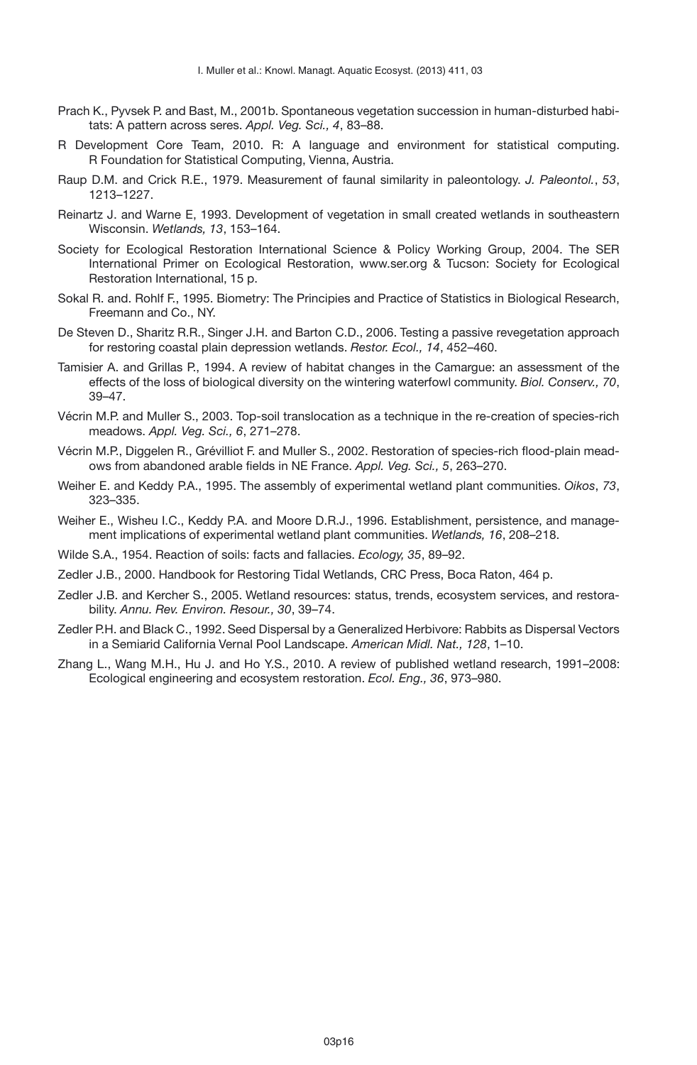Prach K., Pyvsek P. and Bast, M., 2001b. Spontaneous vegetation succession in human-disturbed habitats: A pattern across seres. *Appl. Veg. Sci., 4*, 83–88.

R Development Core Team, 2010. R: A language and environment for statistical computing. R Foundation for Statistical Computing, Vienna, Austria.

Raup D.M. and Crick R.E., 1979. Measurement of faunal similarity in paleontology. *J. Paleontol.*, *53*, 1213–1227.

Reinartz J. and Warne E, 1993. Development of vegetation in small created wetlands in southeastern Wisconsin. *Wetlands, 13*, 153–164.

Society for Ecological Restoration International Science & Policy Working Group, 2004. The SER International Primer on Ecological Restoration, www.ser.org & Tucson: Society for Ecological Restoration International, 15 p.

Sokal R. and. Rohlf F., 1995. Biometry: The Principies and Practice of Statistics in Biological Research, Freemann and Co., NY.

De Steven D., Sharitz R.R., Singer J.H. and Barton C.D., 2006. Testing a passive revegetation approach for restoring coastal plain depression wetlands. *Restor. Ecol., 14*, 452–460.

Tamisier A. and Grillas P., 1994. A review of habitat changes in the Camargue: an assessment of the effects of the loss of biological diversity on the wintering waterfowl community. *Biol. Conserv., 70*, 39–47.

Vécrin M.P. and Muller S., 2003. Top-soil translocation as a technique in the re-creation of species-rich meadows. *Appl. Veg. Sci., 6*, 271–278.

Vécrin M.P., Diggelen R., Grévilliot F. and Muller S., 2002. Restoration of species-rich flood-plain meadows from abandoned arable fields in NE France. *Appl. Veg. Sci., 5*, 263–270.

Weiher E. and Keddy P.A., 1995. The assembly of experimental wetland plant communities. *Oikos*, *73*, 323–335.

Weiher E., Wisheu I.C., Keddy P.A. and Moore D.R.J., 1996. Establishment, persistence, and management implications of experimental wetland plant communities. *Wetlands, 16*, 208–218.

Wilde S.A., 1954. Reaction of soils: facts and fallacies. *Ecology, 35*, 89–92.

Zedler J.B., 2000. Handbook for Restoring Tidal Wetlands, CRC Press, Boca Raton, 464 p.

Zedler J.B. and Kercher S., 2005. Wetland resources: status, trends, ecosystem services, and restorability. *Annu. Rev. Environ. Resour., 30*, 39–74.

Zedler P.H. and Black C., 1992. Seed Dispersal by a Generalized Herbivore: Rabbits as Dispersal Vectors in a Semiarid California Vernal Pool Landscape. *American Midl. Nat., 128*, 1–10.

Zhang L., Wang M.H., Hu J. and Ho Y.S., 2010. A review of published wetland research, 1991–2008: Ecological engineering and ecosystem restoration. *Ecol. Eng., 36*, 973–980.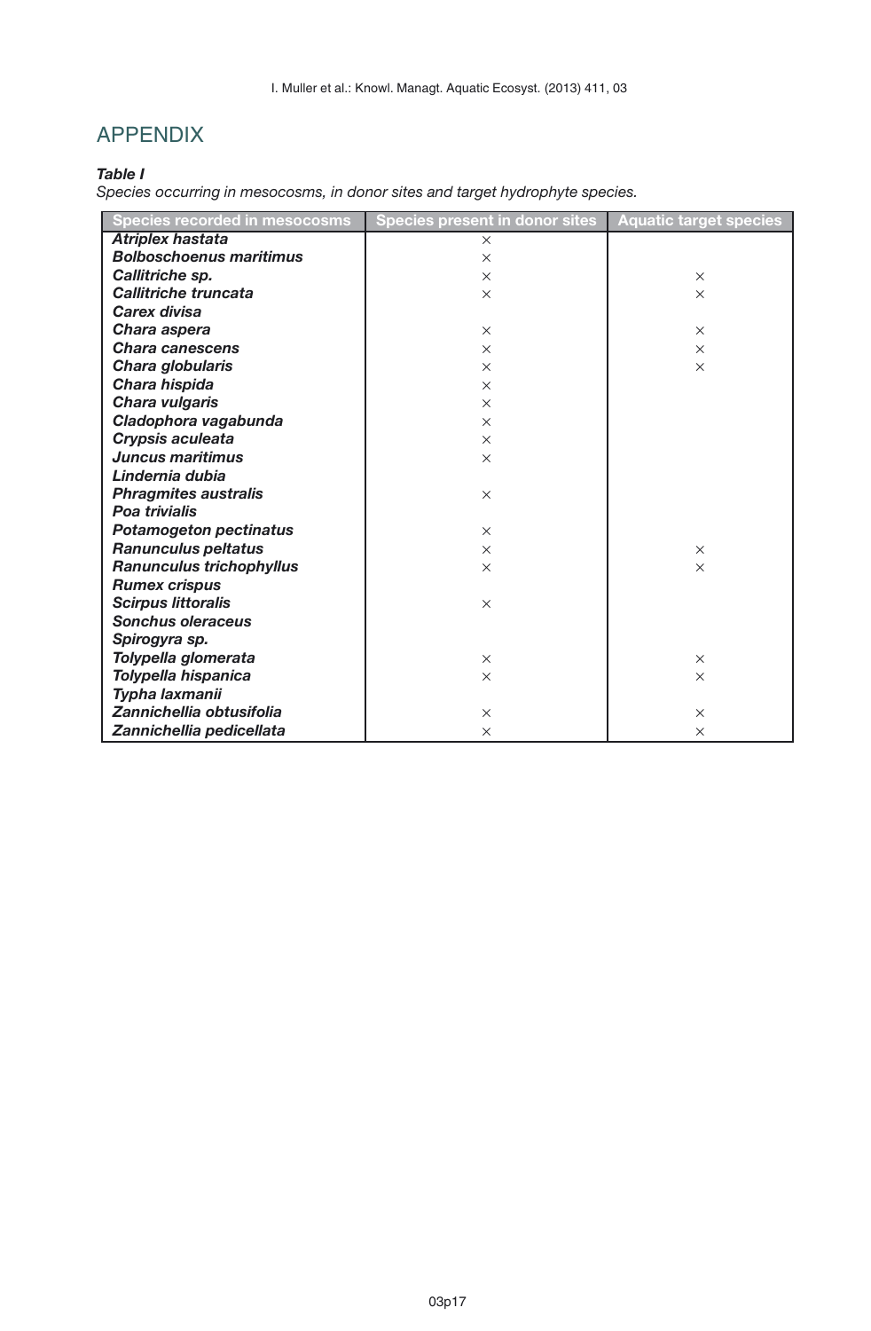# APPENDIX

***Table I***
*Species occurring in mesocosms, in donor sites and target hydrophyte species.*

| Species recorded in mesocosms | Species present in donor sites | Aquatic target species |
|---|---|---|
| ***Atriplex hastata*** | × | |
| ***Bolboschoenus maritimus*** | × | |
| ***Callitriche sp.*** | × | × |
| ***Callitriche truncata*** | × | × |
| ***Carex divisa*** | | |
| ***Chara aspera*** | × | × |
| ***Chara canescens*** | × | × |
| ***Chara globularis*** | × | × |
| ***Chara hispida*** | × | |
| ***Chara vulgaris*** | × | |
| ***Cladophora vagabunda*** | × | |
| ***Crypsis aculeata*** | × | |
| ***Juncus maritimus*** | × | |
| ***Lindernia dubia*** | | |
| ***Phragmites australis*** | × | |
| ***Poa trivialis*** | | |
| ***Potamogeton pectinatus*** | × | |
| ***Ranunculus peltatus*** | × | × |
| ***Ranunculus trichophyllus*** | × | × |
| ***Rumex crispus*** | | |
| ***Scirpus littoralis*** | × | |
| ***Sonchus oleraceus*** | | |
| ***Spirogyra sp.*** | | |
| ***Tolypella glomerata*** | × | × |
| ***Tolypella hispanica*** | × | × |
| ***Typha laxmanii*** | | |
| ***Zannichellia obtusifolia*** | × | × |
| ***Zannichellia pedicellata*** | × | × |